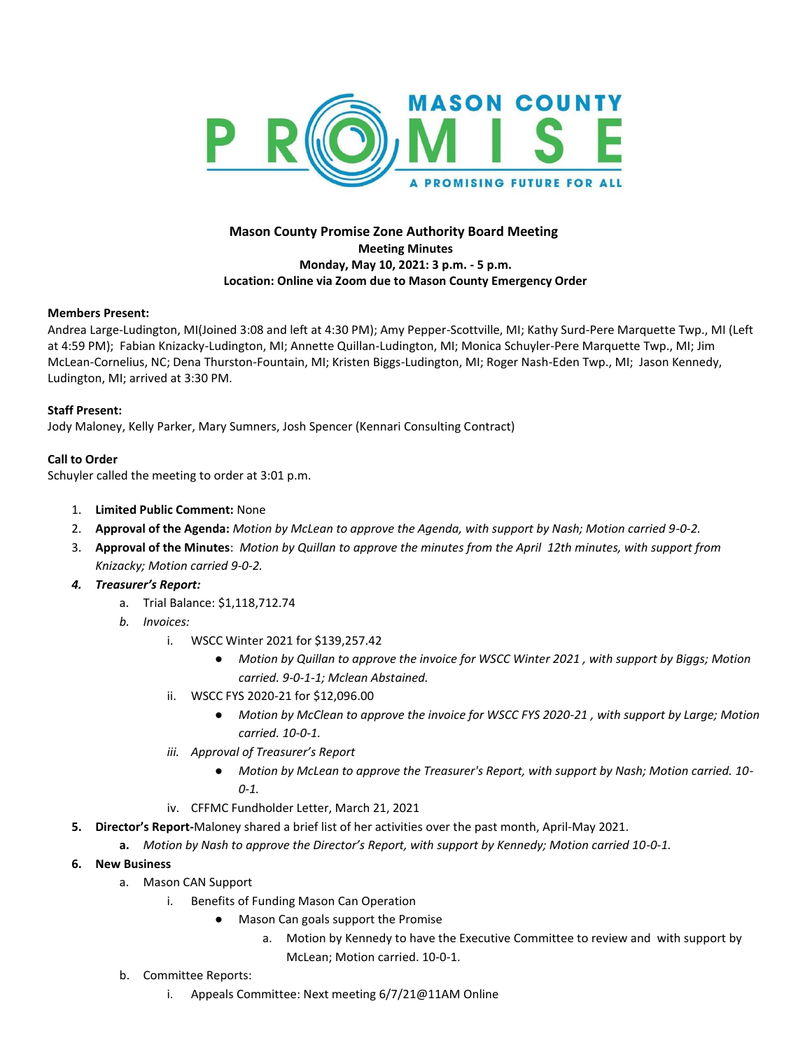# Mason County Promise Zone Authority Board Meeting

**Meeting Minutes**
**Monday, May 10, 2021: 3 p.m. - 5 p.m.**
**Location: Online via Zoom due to Mason County Emergency Order**

**Members Present:**
Andrea Large-Ludington, MI(Joined 3:08 and left at 4:30 PM); Amy Pepper-Scottville, MI; Kathy Surd-Pere Marquette Twp., MI (Left at 4:59 PM); Fabian Knizacky-Ludington, MI; Annette Quillan-Ludington, MI; Monica Schuyler-Pere Marquette Twp., MI; Jim McLean-Cornelius, NC; Dena Thurston-Fountain, MI; Kristen Biggs-Ludington, MI; Roger Nash-Eden Twp., MI; Jason Kennedy, Ludington, MI; arrived at 3:30 PM.

**Staff Present:**
Jody Maloney, Kelly Parker, Mary Sumners, Josh Spencer (Kennari Consulting Contract)

**Call to Order**
Schuyler called the meeting to order at 3:01 p.m.

1. **Limited Public Comment:** None
2. **Approval of the Agenda:** *Motion by McLean to approve the Agenda, with support by Nash; Motion carried 9-0-2.*
3. **Approval of the Minutes**: *Motion by Quillan to approve the minutes from the April 12th minutes, with support from Knizacky; Motion carried 9-0-2.*
4. ***Treasurer's Report:***
    a. Trial Balance: $1,118,712.74
    b. *Invoices:*
        i. WSCC Winter 2021 for $139,257.42
            - *Motion by Quillan to approve the invoice for WSCC Winter 2021 , with support by Biggs; Motion carried. 9-0-1-1; Mclean Abstained.*
        ii. WSCC FYS 2020-21 for $12,096.00
            - *Motion by McClean to approve the invoice for WSCC FYS 2020-21 , with support by Large; Motion carried. 10-0-1.*
        iii. *Approval of Treasurer's Report*
            - *Motion by McLean to approve the Treasurer's Report, with support by Nash; Motion carried. 10-0-1.*
        iv. CFFMC Fundholder Letter, March 21, 2021
5. **Director's Report-**Maloney shared a brief list of her activities over the past month, April-May 2021.
    a. *Motion by Nash to approve the Director's Report, with support by Kennedy; Motion carried 10-0-1.*
6. **New Business**
    a. Mason CAN Support
        i. Benefits of Funding Mason Can Operation
            - Mason Can goals support the Promise
                a. Motion by Kennedy to have the Executive Committee to review and with support by McLean; Motion carried. 10-0-1.
    b. Committee Reports:
        i. Appeals Committee: Next meeting 6/7/21@11AM Online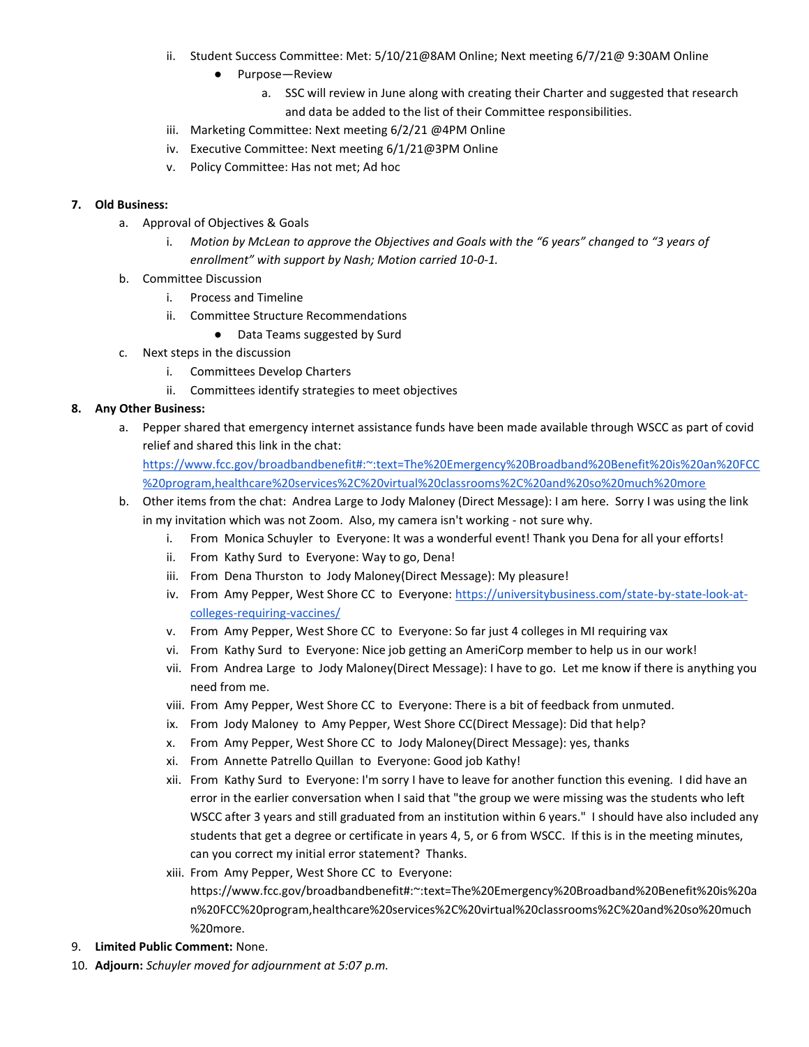ii. Student Success Committee: Met: 5/10/21@8AM Online; Next meeting 6/7/21@ 9:30AM Online
   - Purpose—Review
      a. SSC will review in June along with creating their Charter and suggested that research and data be added to the list of their Committee responsibilities.

iii. Marketing Committee: Next meeting 6/2/21 @4PM Online

iv. Executive Committee: Next meeting 6/1/21@3PM Online

v. Policy Committee: Has not met; Ad hoc

**7. Old Business:**

a. Approval of Objectives & Goals
   i. *Motion by McLean to approve the Objectives and Goals with the "6 years" changed to "3 years of enrollment" with support by Nash; Motion carried 10-0-1.*

b. Committee Discussion
   i. Process and Timeline
   ii. Committee Structure Recommendations
      - Data Teams suggested by Surd

c. Next steps in the discussion
   i. Committees Develop Charters
   ii. Committees identify strategies to meet objectives

**8. Any Other Business:**

a. Pepper shared that emergency internet assistance funds have been made available through WSCC as part of covid relief and shared this link in the chat: [https://www.fcc.gov/broadbandbenefit#:~:text=The%20Emergency%20Broadband%20Benefit%20is%20an%20FCC%20program,healthcare%20services%2C%20virtual%20classrooms%2C%20and%20so%20much%20more](https://www.fcc.gov/broadbandbenefit#:~:text=The%20Emergency%20Broadband%20Benefit%20is%20an%20FCC%20program,healthcare%20services%2C%20virtual%20classrooms%2C%20and%20so%20much%20more)

b. Other items from the chat: Andrea Large to Jody Maloney (Direct Message): I am here. Sorry I was using the link in my invitation which was not Zoom. Also, my camera isn't working - not sure why.
   i. From Monica Schuyler to Everyone: It was a wonderful event! Thank you Dena for all your efforts!
   ii. From Kathy Surd to Everyone: Way to go, Dena!
   iii. From Dena Thurston to Jody Maloney(Direct Message): My pleasure!
   iv. From Amy Pepper, West Shore CC to Everyone: [https://universitybusiness.com/state-by-state-look-at-colleges-requiring-vaccines/](https://universitybusiness.com/state-by-state-look-at-colleges-requiring-vaccines/)
   v. From Amy Pepper, West Shore CC to Everyone: So far just 4 colleges in MI requiring vax
   vi. From Kathy Surd to Everyone: Nice job getting an AmeriCorp member to help us in our work!
   vii. From Andrea Large to Jody Maloney(Direct Message): I have to go. Let me know if there is anything you need from me.
   viii. From Amy Pepper, West Shore CC to Everyone: There is a bit of feedback from unmuted.
   ix. From Jody Maloney to Amy Pepper, West Shore CC(Direct Message): Did that help?
   x. From Amy Pepper, West Shore CC to Jody Maloney(Direct Message): yes, thanks
   xi. From Annette Patrello Quillan to Everyone: Good job Kathy!
   xii. From Kathy Surd to Everyone: I'm sorry I have to leave for another function this evening. I did have an error in the earlier conversation when I said that "the group we were missing was the students who left WSCC after 3 years and still graduated from an institution within 6 years." I should have also included any students that get a degree or certificate in years 4, 5, or 6 from WSCC. If this is in the meeting minutes, can you correct my initial error statement? Thanks.
   xiii. From Amy Pepper, West Shore CC to Everyone: https://www.fcc.gov/broadbandbenefit#:~:text=The%20Emergency%20Broadband%20Benefit%20is%20an%20FCC%20program,healthcare%20services%2C%20virtual%20classrooms%2C%20and%20so%20much%20more.

9. **Limited Public Comment:** None.

10. **Adjourn:** *Schuyler moved for adjournment at 5:07 p.m.*